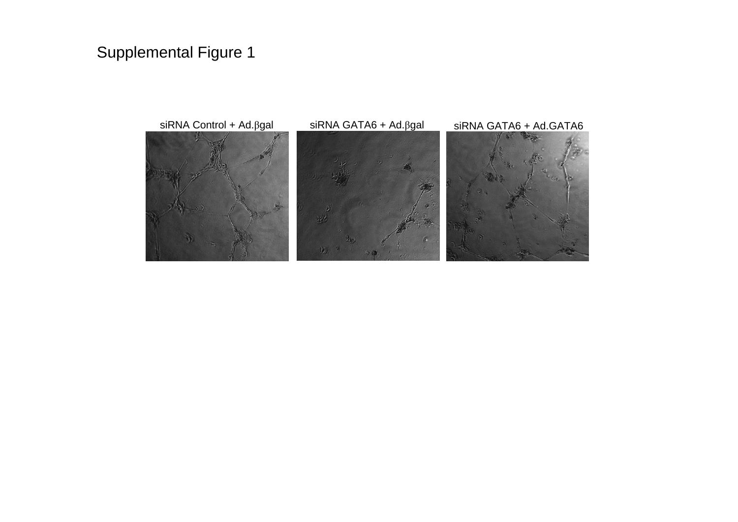# Supplemental Figure 1

siRNA Control + Ad.βgal

siRNA GATA6 + Ad.βgal

siRNA GATA6 + Ad.GATA6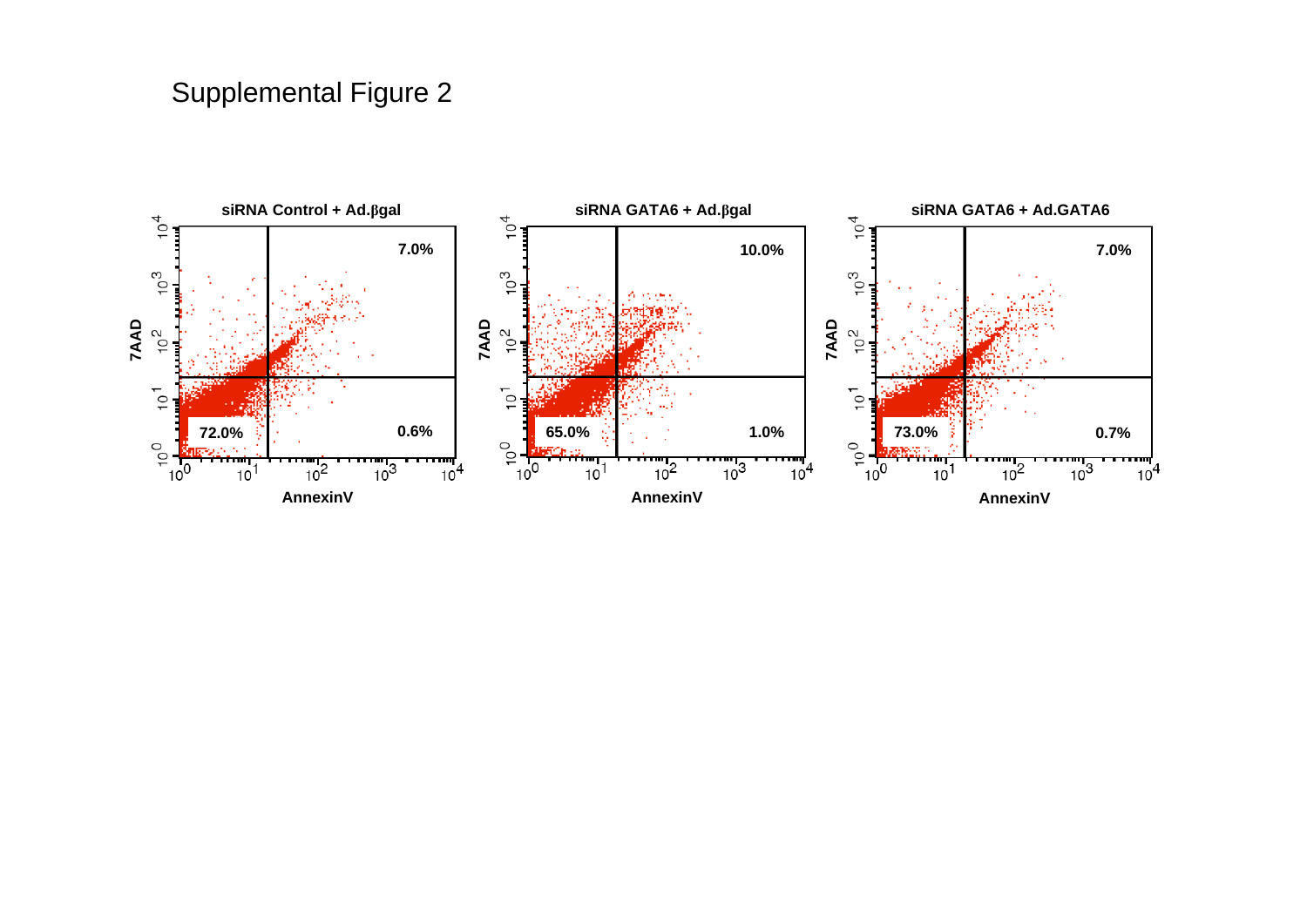Supplemental Figure 2

siRNA Control + Ad.βgal

siRNA GATA6 + Ad.βgal

siRNA GATA6 + Ad.GATA6

| Condition | Lower left | Upper right | Lower right |
| --- | --- | --- | --- |
| siRNA Control + Ad.βgal | 72.0% | 7.0% | 0.6% |
| siRNA GATA6 + Ad.βgal | 65.0% | 10.0% | 1.0% |
| siRNA GATA6 + Ad.GATA6 | 73.0% | 7.0% | 0.7% |

7AAD

AnnexinV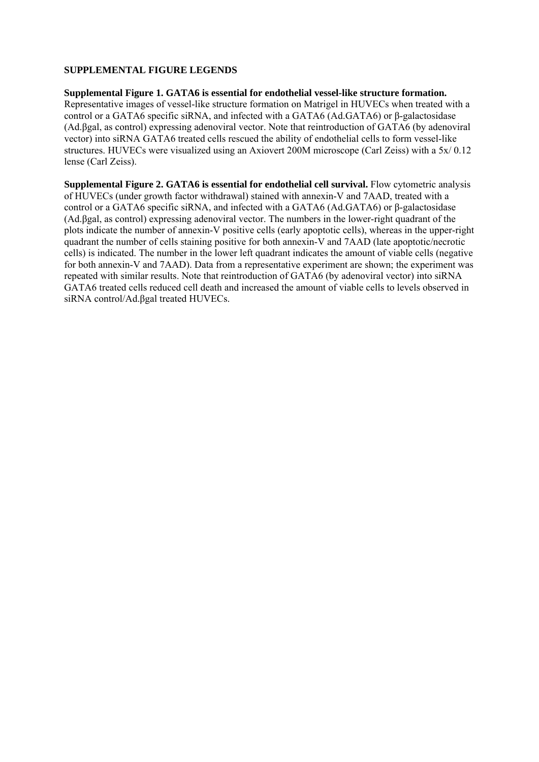**SUPPLEMENTAL FIGURE LEGENDS**

**Supplemental Figure 1. GATA6 is essential for endothelial vessel-like structure formation.** Representative images of vessel-like structure formation on Matrigel in HUVECs when treated with a control or a GATA6 specific siRNA, and infected with a GATA6 (Ad.GATA6) or β-galactosidase (Ad.βgal, as control) expressing adenoviral vector. Note that reintroduction of GATA6 (by adenoviral vector) into siRNA GATA6 treated cells rescued the ability of endothelial cells to form vessel-like structures. HUVECs were visualized using an Axiovert 200M microscope (Carl Zeiss) with a 5x/ 0.12 lense (Carl Zeiss).

**Supplemental Figure 2. GATA6 is essential for endothelial cell survival.** Flow cytometric analysis of HUVECs (under growth factor withdrawal) stained with annexin-V and 7AAD, treated with a control or a GATA6 specific siRNA, and infected with a GATA6 (Ad.GATA6) or β-galactosidase (Ad.βgal, as control) expressing adenoviral vector. The numbers in the lower-right quadrant of the plots indicate the number of annexin-V positive cells (early apoptotic cells), whereas in the upper-right quadrant the number of cells staining positive for both annexin-V and 7AAD (late apoptotic/necrotic cells) is indicated. The number in the lower left quadrant indicates the amount of viable cells (negative for both annexin-V and 7AAD). Data from a representative experiment are shown; the experiment was repeated with similar results. Note that reintroduction of GATA6 (by adenoviral vector) into siRNA GATA6 treated cells reduced cell death and increased the amount of viable cells to levels observed in siRNA control/Ad.βgal treated HUVECs.